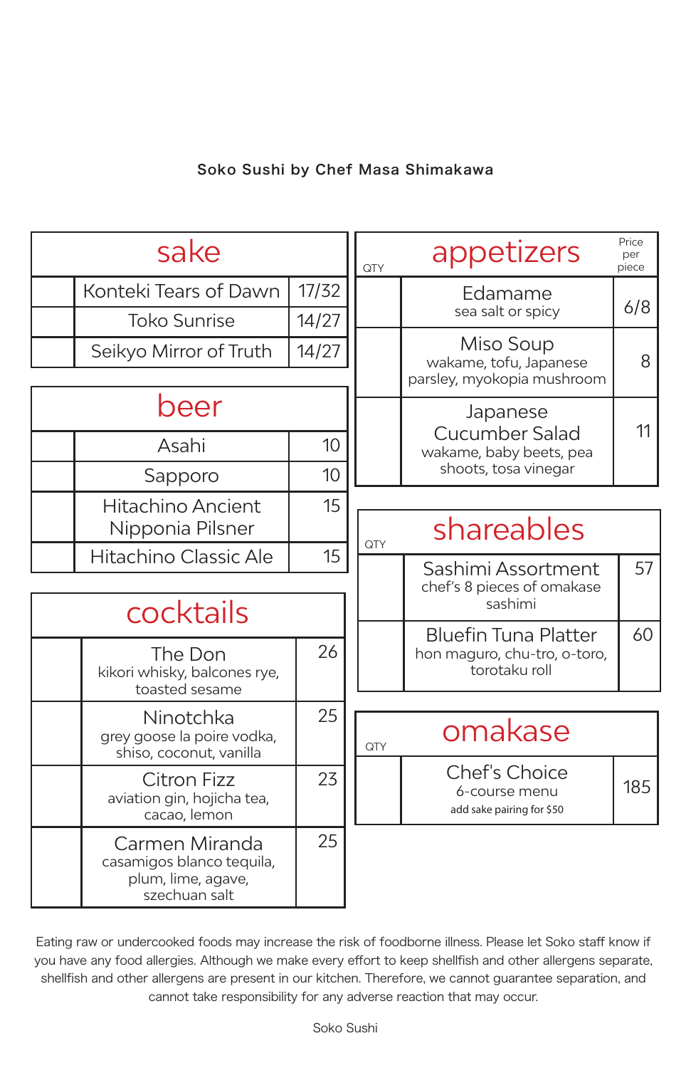# Soko Sushi by Chef Masa Shimakawa

## sake

| | | |
|---|---|---|
| | Konteki Tears of Dawn | 17/32 |
| | Toko Sunrise | 14/27 |
| | Seikyo Mirror of Truth | 14/27 |

## beer

| | | |
|---|---|---|
| | Asahi | 10 |
| | Sapporo | 10 |
| | Hitachino Ancient Nipponia Pilsner | 15 |
| | Hitachino Classic Ale | 15 |

## cocktails

| | | |
|---|---|---|
| | The Don<br>kikori whisky, balcones rye, toasted sesame | 26 |
| | Ninotchka<br>grey goose la poire vodka, shiso, coconut, vanilla | 25 |
| | Citron Fizz<br>aviation gin, hojicha tea, cacao, lemon | 23 |
| | Carmen Miranda<br>casamigos blanco tequila, plum, lime, agave, szechuan salt | 25 |

## appetizers

| QTY | | Price per piece |
|---|---|---|
| | Edamame<br>sea salt or spicy | 6/8 |
| | Miso Soup<br>wakame, tofu, Japanese parsley, myokopia mushroom | 8 |
| | Japanese Cucumber Salad<br>wakame, baby beets, pea shoots, tosa vinegar | 11 |

## shareables

| QTY | | |
|---|---|---|
| | Sashimi Assortment<br>chef's 8 pieces of omakase sashimi | 57 |
| | Bluefin Tuna Platter<br>hon maguro, chu-tro, o-toro, torotaku roll | 60 |

## omakase

| QTY | | |
|---|---|---|
| | Chef's Choice<br>6-course menu<br>add sake pairing for $50 | 185 |

Eating raw or undercooked foods may increase the risk of foodborne illness. Please let Soko staff know if you have any food allergies. Although we make every effort to keep shellfish and other allergens separate, shellfish and other allergens are present in our kitchen. Therefore, we cannot guarantee separation, and cannot take responsibility for any adverse reaction that may occur.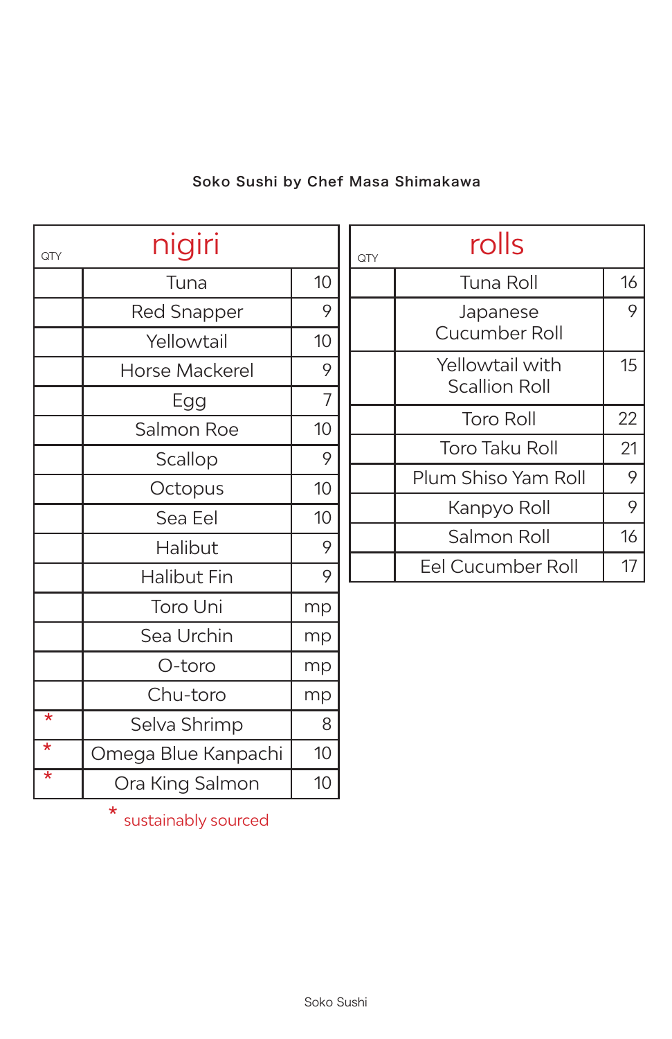Soko Sushi by Chef Masa Shimakawa

| QTY | nigiri | |
|---|---|---|
| | Tuna | 10 |
| | Red Snapper | 9 |
| | Yellowtail | 10 |
| | Horse Mackerel | 9 |
| | Egg | 7 |
| | Salmon Roe | 10 |
| | Scallop | 9 |
| | Octopus | 10 |
| | Sea Eel | 10 |
| | Halibut | 9 |
| | Halibut Fin | 9 |
| | Toro Uni | mp |
| | Sea Urchin | mp |
| | O-toro | mp |
| | Chu-toro | mp |
| * | Selva Shrimp | 8 |
| * | Omega Blue Kanpachi | 10 |
| * | Ora King Salmon | 10 |

\* sustainably sourced

| QTY | rolls | |
|---|---|---|
| | Tuna Roll | 16 |
| | Japanese Cucumber Roll | 9 |
| | Yellowtail with Scallion Roll | 15 |
| | Toro Roll | 22 |
| | Toro Taku Roll | 21 |
| | Plum Shiso Yam Roll | 9 |
| | Kanpyo Roll | 9 |
| | Salmon Roll | 16 |
| | Eel Cucumber Roll | 17 |